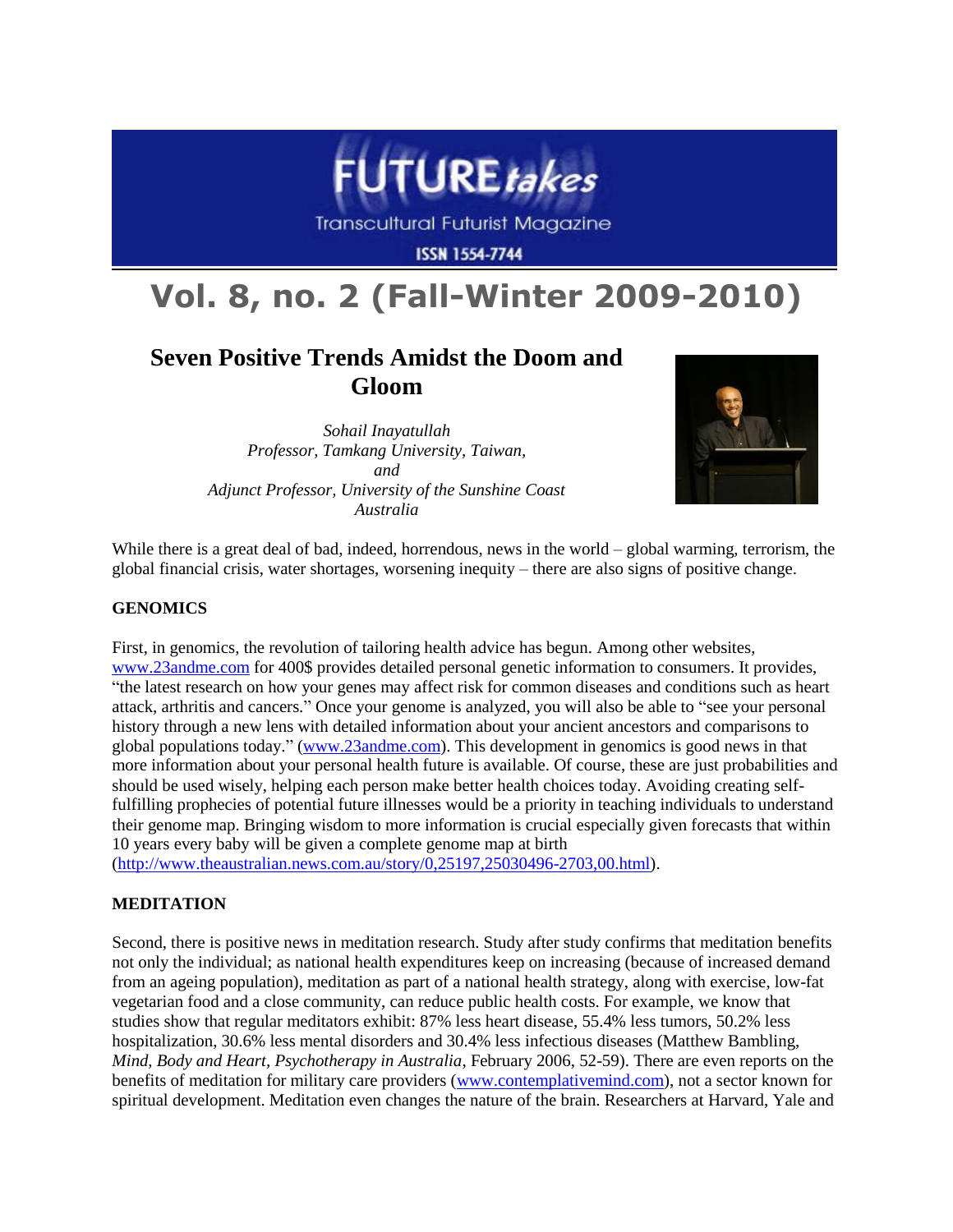FUTURE*takes*

Transcultural Futurist Magazine

ISSN 1554-7744

# Vol. 8, no. 2 (Fall-Winter 2009-2010)

## Seven Positive Trends Amidst the Doom and Gloom

*Sohail Inayatullah*
*Professor, Tamkang University, Taiwan,*
*and*
*Adjunct Professor, University of the Sunshine Coast*
*Australia*

While there is a great deal of bad, indeed, horrendous, news in the world – global warming, terrorism, the global financial crisis, water shortages, worsening inequity – there are also signs of positive change.

### GENOMICS

First, in genomics, the revolution of tailoring health advice has begun. Among other websites, www.23andme.com for 400$ provides detailed personal genetic information to consumers. It provides, "the latest research on how your genes may affect risk for common diseases and conditions such as heart attack, arthritis and cancers." Once your genome is analyzed, you will also be able to "see your personal history through a new lens with detailed information about your ancient ancestors and comparisons to global populations today." (www.23andme.com). This development in genomics is good news in that more information about your personal health future is available. Of course, these are just probabilities and should be used wisely, helping each person make better health choices today. Avoiding creating self-fulfilling prophecies of potential future illnesses would be a priority in teaching individuals to understand their genome map. Bringing wisdom to more information is crucial especially given forecasts that within 10 years every baby will be given a complete genome map at birth (http://www.theaustralian.news.com.au/story/0,25197,25030496-2703,00.html).

### MEDITATION

Second, there is positive news in meditation research. Study after study confirms that meditation benefits not only the individual; as national health expenditures keep on increasing (because of increased demand from an ageing population), meditation as part of a national health strategy, along with exercise, low-fat vegetarian food and a close community, can reduce public health costs. For example, we know that studies show that regular meditators exhibit: 87% less heart disease, 55.4% less tumors, 50.2% less hospitalization, 30.6% less mental disorders and 30.4% less infectious diseases (Matthew Bambling, *Mind, Body and Heart*, *Psychotherapy in Australia*, February 2006, 52-59). There are even reports on the benefits of meditation for military care providers (www.contemplativemind.com), not a sector known for spiritual development. Meditation even changes the nature of the brain. Researchers at Harvard, Yale and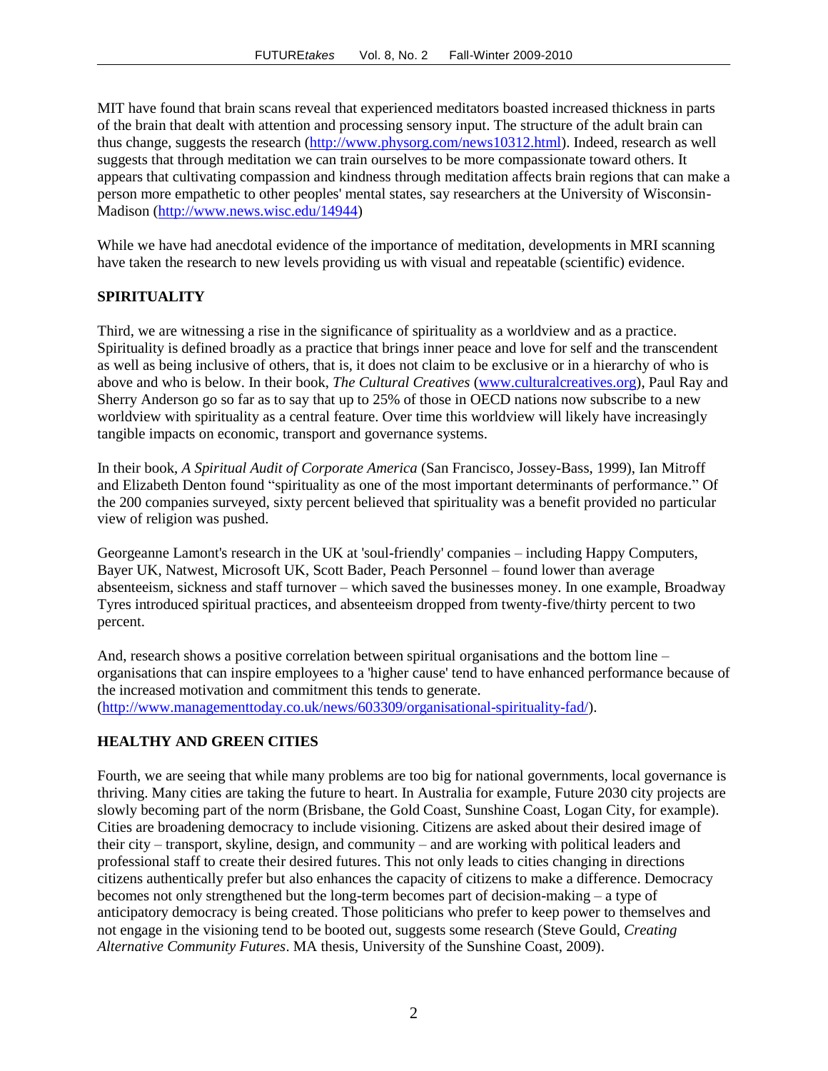MIT have found that brain scans reveal that experienced meditators boasted increased thickness in parts of the brain that dealt with attention and processing sensory input. The structure of the adult brain can thus change, suggests the research (http://www.physorg.com/news10312.html). Indeed, research as well suggests that through meditation we can train ourselves to be more compassionate toward others. It appears that cultivating compassion and kindness through meditation affects brain regions that can make a person more empathetic to other peoples' mental states, say researchers at the University of Wisconsin-Madison (http://www.news.wisc.edu/14944)

While we have had anecdotal evidence of the importance of meditation, developments in MRI scanning have taken the research to new levels providing us with visual and repeatable (scientific) evidence.

## SPIRITUALITY

Third, we are witnessing a rise in the significance of spirituality as a worldview and as a practice. Spirituality is defined broadly as a practice that brings inner peace and love for self and the transcendent as well as being inclusive of others, that is, it does not claim to be exclusive or in a hierarchy of who is above and who is below. In their book, *The Cultural Creatives* (www.culturalcreatives.org), Paul Ray and Sherry Anderson go so far as to say that up to 25% of those in OECD nations now subscribe to a new worldview with spirituality as a central feature. Over time this worldview will likely have increasingly tangible impacts on economic, transport and governance systems.

In their book, *A Spiritual Audit of Corporate America* (San Francisco, Jossey-Bass, 1999), Ian Mitroff and Elizabeth Denton found "spirituality as one of the most important determinants of performance." Of the 200 companies surveyed, sixty percent believed that spirituality was a benefit provided no particular view of religion was pushed.

Georgeanne Lamont's research in the UK at 'soul-friendly' companies – including Happy Computers, Bayer UK, Natwest, Microsoft UK, Scott Bader, Peach Personnel – found lower than average absenteeism, sickness and staff turnover – which saved the businesses money. In one example, Broadway Tyres introduced spiritual practices, and absenteeism dropped from twenty-five/thirty percent to two percent.

And, research shows a positive correlation between spiritual organisations and the bottom line – organisations that can inspire employees to a 'higher cause' tend to have enhanced performance because of the increased motivation and commitment this tends to generate. (http://www.managementtoday.co.uk/news/603309/organisational-spirituality-fad/).

## HEALTHY AND GREEN CITIES

Fourth, we are seeing that while many problems are too big for national governments, local governance is thriving. Many cities are taking the future to heart. In Australia for example, Future 2030 city projects are slowly becoming part of the norm (Brisbane, the Gold Coast, Sunshine Coast, Logan City, for example). Cities are broadening democracy to include visioning. Citizens are asked about their desired image of their city – transport, skyline, design, and community – and are working with political leaders and professional staff to create their desired futures. This not only leads to cities changing in directions citizens authentically prefer but also enhances the capacity of citizens to make a difference. Democracy becomes not only strengthened but the long-term becomes part of decision-making – a type of anticipatory democracy is being created. Those politicians who prefer to keep power to themselves and not engage in the visioning tend to be booted out, suggests some research (Steve Gould, *Creating Alternative Community Futures*. MA thesis, University of the Sunshine Coast, 2009).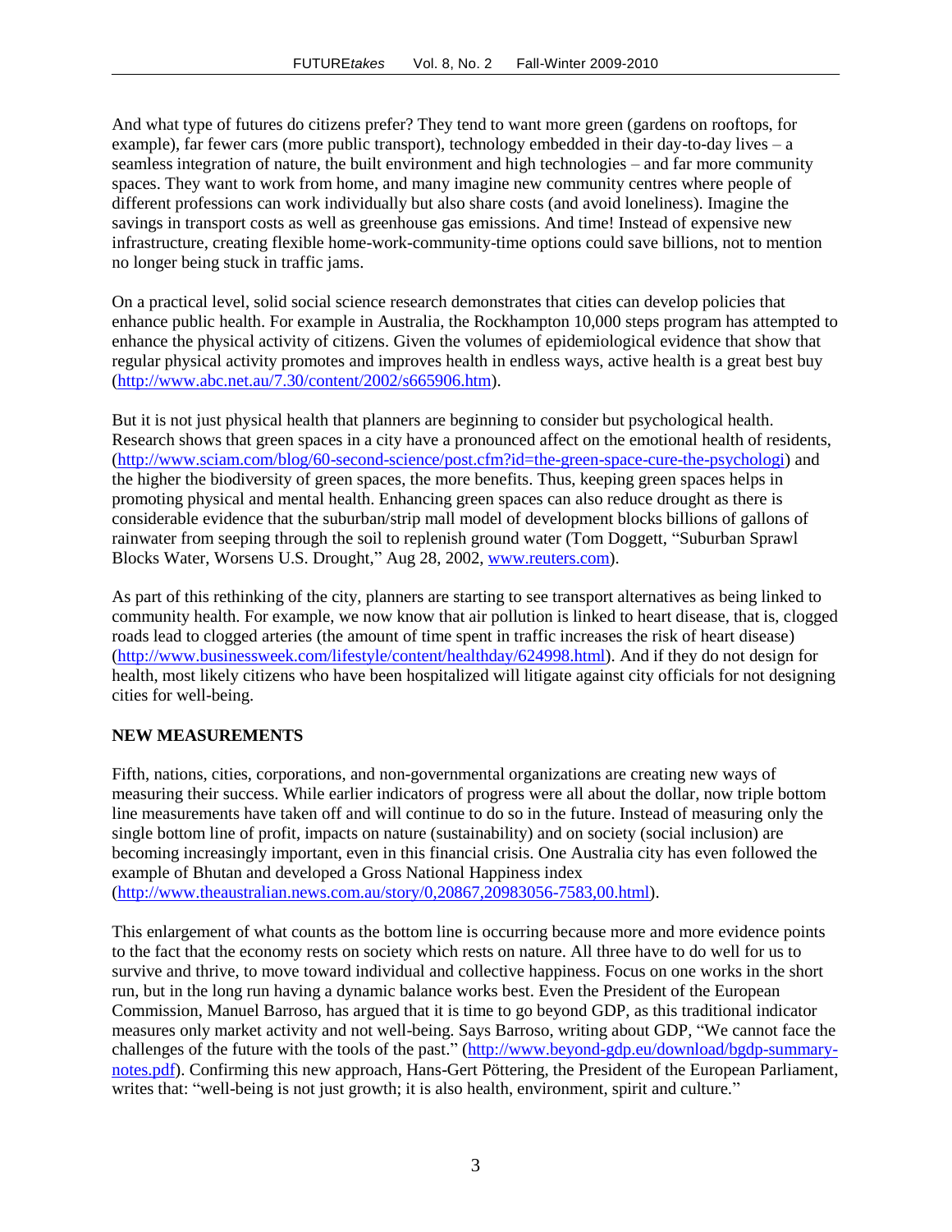And what type of futures do citizens prefer? They tend to want more green (gardens on rooftops, for example), far fewer cars (more public transport), technology embedded in their day-to-day lives – a seamless integration of nature, the built environment and high technologies – and far more community spaces. They want to work from home, and many imagine new community centres where people of different professions can work individually but also share costs (and avoid loneliness). Imagine the savings in transport costs as well as greenhouse gas emissions. And time! Instead of expensive new infrastructure, creating flexible home-work-community-time options could save billions, not to mention no longer being stuck in traffic jams.

On a practical level, solid social science research demonstrates that cities can develop policies that enhance public health. For example in Australia, the Rockhampton 10,000 steps program has attempted to enhance the physical activity of citizens. Given the volumes of epidemiological evidence that show that regular physical activity promotes and improves health in endless ways, active health is a great best buy (http://www.abc.net.au/7.30/content/2002/s665906.htm).

But it is not just physical health that planners are beginning to consider but psychological health. Research shows that green spaces in a city have a pronounced affect on the emotional health of residents, (http://www.sciam.com/blog/60-second-science/post.cfm?id=the-green-space-cure-the-psychologi) and the higher the biodiversity of green spaces, the more benefits. Thus, keeping green spaces helps in promoting physical and mental health. Enhancing green spaces can also reduce drought as there is considerable evidence that the suburban/strip mall model of development blocks billions of gallons of rainwater from seeping through the soil to replenish ground water (Tom Doggett, "Suburban Sprawl Blocks Water, Worsens U.S. Drought," Aug 28, 2002, www.reuters.com).

As part of this rethinking of the city, planners are starting to see transport alternatives as being linked to community health. For example, we now know that air pollution is linked to heart disease, that is, clogged roads lead to clogged arteries (the amount of time spent in traffic increases the risk of heart disease) (http://www.businessweek.com/lifestyle/content/healthday/624998.html). And if they do not design for health, most likely citizens who have been hospitalized will litigate against city officials for not designing cities for well-being.

**NEW MEASUREMENTS**

Fifth, nations, cities, corporations, and non-governmental organizations are creating new ways of measuring their success. While earlier indicators of progress were all about the dollar, now triple bottom line measurements have taken off and will continue to do so in the future. Instead of measuring only the single bottom line of profit, impacts on nature (sustainability) and on society (social inclusion) are becoming increasingly important, even in this financial crisis. One Australia city has even followed the example of Bhutan and developed a Gross National Happiness index (http://www.theaustralian.news.com.au/story/0,20867,20983056-7583,00.html).

This enlargement of what counts as the bottom line is occurring because more and more evidence points to the fact that the economy rests on society which rests on nature. All three have to do well for us to survive and thrive, to move toward individual and collective happiness. Focus on one works in the short run, but in the long run having a dynamic balance works best. Even the President of the European Commission, Manuel Barroso, has argued that it is time to go beyond GDP, as this traditional indicator measures only market activity and not well-being. Says Barroso, writing about GDP, "We cannot face the challenges of the future with the tools of the past." (http://www.beyond-gdp.eu/download/bgdp-summary-notes.pdf). Confirming this new approach, Hans-Gert Pöttering, the President of the European Parliament, writes that: "well-being is not just growth; it is also health, environment, spirit and culture."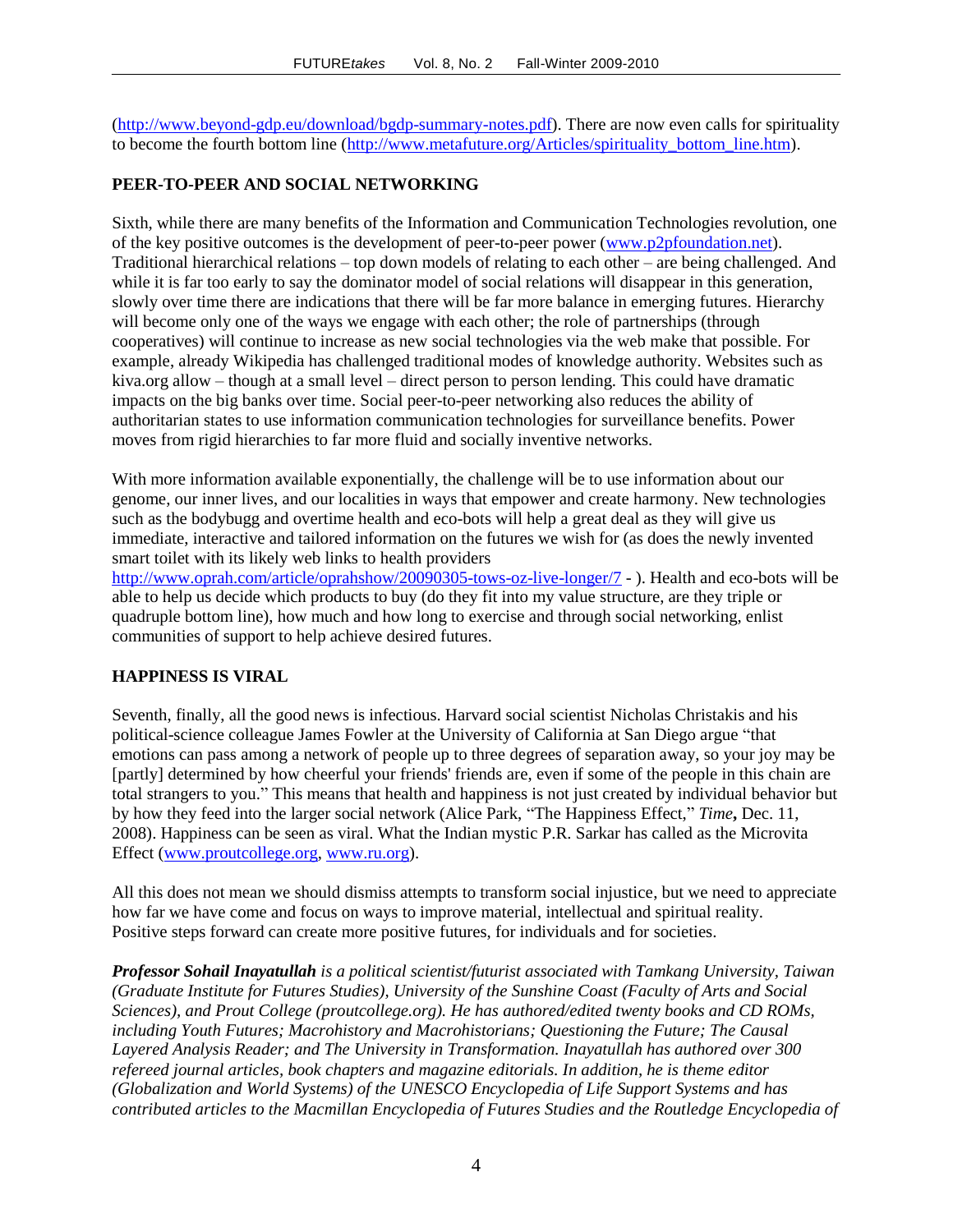(http://www.beyond-gdp.eu/download/bgdp-summary-notes.pdf). There are now even calls for spirituality to become the fourth bottom line (http://www.metafuture.org/Articles/spirituality_bottom_line.htm).

## PEER-TO-PEER AND SOCIAL NETWORKING

Sixth, while there are many benefits of the Information and Communication Technologies revolution, one of the key positive outcomes is the development of peer-to-peer power (www.p2pfoundation.net). Traditional hierarchical relations – top down models of relating to each other – are being challenged. And while it is far too early to say the dominator model of social relations will disappear in this generation, slowly over time there are indications that there will be far more balance in emerging futures. Hierarchy will become only one of the ways we engage with each other; the role of partnerships (through cooperatives) will continue to increase as new social technologies via the web make that possible. For example, already Wikipedia has challenged traditional modes of knowledge authority. Websites such as kiva.org allow – though at a small level – direct person to person lending. This could have dramatic impacts on the big banks over time. Social peer-to-peer networking also reduces the ability of authoritarian states to use information communication technologies for surveillance benefits. Power moves from rigid hierarchies to far more fluid and socially inventive networks.

With more information available exponentially, the challenge will be to use information about our genome, our inner lives, and our localities in ways that empower and create harmony. New technologies such as the bodybugg and overtime health and eco-bots will help a great deal as they will give us immediate, interactive and tailored information on the futures we wish for (as does the newly invented smart toilet with its likely web links to health providers http://www.oprah.com/article/oprahshow/20090305-tows-oz-live-longer/7 - ). Health and eco-bots will be able to help us decide which products to buy (do they fit into my value structure, are they triple or quadruple bottom line), how much and how long to exercise and through social networking, enlist communities of support to help achieve desired futures.

## HAPPINESS IS VIRAL

Seventh, finally, all the good news is infectious. Harvard social scientist Nicholas Christakis and his political-science colleague James Fowler at the University of California at San Diego argue "that emotions can pass among a network of people up to three degrees of separation away, so your joy may be [partly] determined by how cheerful your friends' friends are, even if some of the people in this chain are total strangers to you." This means that health and happiness is not just created by individual behavior but by how they feed into the larger social network (Alice Park, "The Happiness Effect," *Time***,** Dec. 11, 2008). Happiness can be seen as viral. What the Indian mystic P.R. Sarkar has called as the Microvita Effect (www.proutcollege.org, www.ru.org).

All this does not mean we should dismiss attempts to transform social injustice, but we need to appreciate how far we have come and focus on ways to improve material, intellectual and spiritual reality. Positive steps forward can create more positive futures, for individuals and for societies.

***Professor Sohail Inayatullah*** *is a political scientist/futurist associated with Tamkang University, Taiwan (Graduate Institute for Futures Studies), University of the Sunshine Coast (Faculty of Arts and Social Sciences), and Prout College (proutcollege.org). He has authored/edited twenty books and CD ROMs, including Youth Futures; Macrohistory and Macrohistorians; Questioning the Future; The Causal Layered Analysis Reader; and The University in Transformation. Inayatullah has authored over 300 refereed journal articles, book chapters and magazine editorials. In addition, he is theme editor (Globalization and World Systems) of the UNESCO Encyclopedia of Life Support Systems and has contributed articles to the Macmillan Encyclopedia of Futures Studies and the Routledge Encyclopedia of*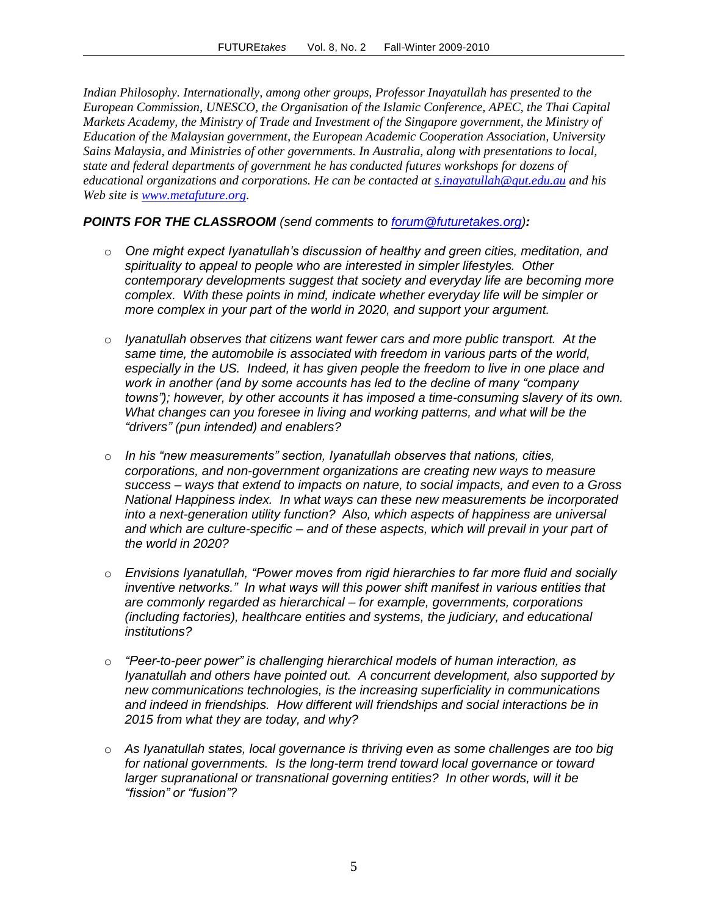*Indian Philosophy. Internationally, among other groups, Professor Inayatullah has presented to the European Commission, UNESCO, the Organisation of the Islamic Conference, APEC, the Thai Capital Markets Academy, the Ministry of Trade and Investment of the Singapore government, the Ministry of Education of the Malaysian government, the European Academic Cooperation Association, University Sains Malaysia, and Ministries of other governments. In Australia, along with presentations to local, state and federal departments of government he has conducted futures workshops for dozens of educational organizations and corporations. He can be contacted at [s.inayatullah@qut.edu.au](mailto:s.inayatullah@qut.edu.au) and his Web site is [www.metafuture.org](http://www.metafuture.org).*

***POINTS FOR THE CLASSROOM** (send comments to [forum@futuretakes.org](mailto:forum@futuretakes.org))**:***

- *One might expect Iyanatullah's discussion of healthy and green cities, meditation, and spirituality to appeal to people who are interested in simpler lifestyles. Other contemporary developments suggest that society and everyday life are becoming more complex. With these points in mind, indicate whether everyday life will be simpler or more complex in your part of the world in 2020, and support your argument.*

- *Iyanatullah observes that citizens want fewer cars and more public transport. At the same time, the automobile is associated with freedom in various parts of the world, especially in the US. Indeed, it has given people the freedom to live in one place and work in another (and by some accounts has led to the decline of many "company towns"); however, by other accounts it has imposed a time-consuming slavery of its own. What changes can you foresee in living and working patterns, and what will be the "drivers" (pun intended) and enablers?*

- *In his "new measurements" section, Iyanatullah observes that nations, cities, corporations, and non-government organizations are creating new ways to measure success – ways that extend to impacts on nature, to social impacts, and even to a Gross National Happiness index. In what ways can these new measurements be incorporated into a next-generation utility function? Also, which aspects of happiness are universal and which are culture-specific – and of these aspects, which will prevail in your part of the world in 2020?*

- *Envisions Iyanatullah, "Power moves from rigid hierarchies to far more fluid and socially inventive networks." In what ways will this power shift manifest in various entities that are commonly regarded as hierarchical – for example, governments, corporations (including factories), healthcare entities and systems, the judiciary, and educational institutions?*

- *"Peer-to-peer power" is challenging hierarchical models of human interaction, as Iyanatullah and others have pointed out. A concurrent development, also supported by new communications technologies, is the increasing superficiality in communications and indeed in friendships. How different will friendships and social interactions be in 2015 from what they are today, and why?*

- *As Iyanatullah states, local governance is thriving even as some challenges are too big for national governments. Is the long-term trend toward local governance or toward larger supranational or transnational governing entities? In other words, will it be "fission" or "fusion"?*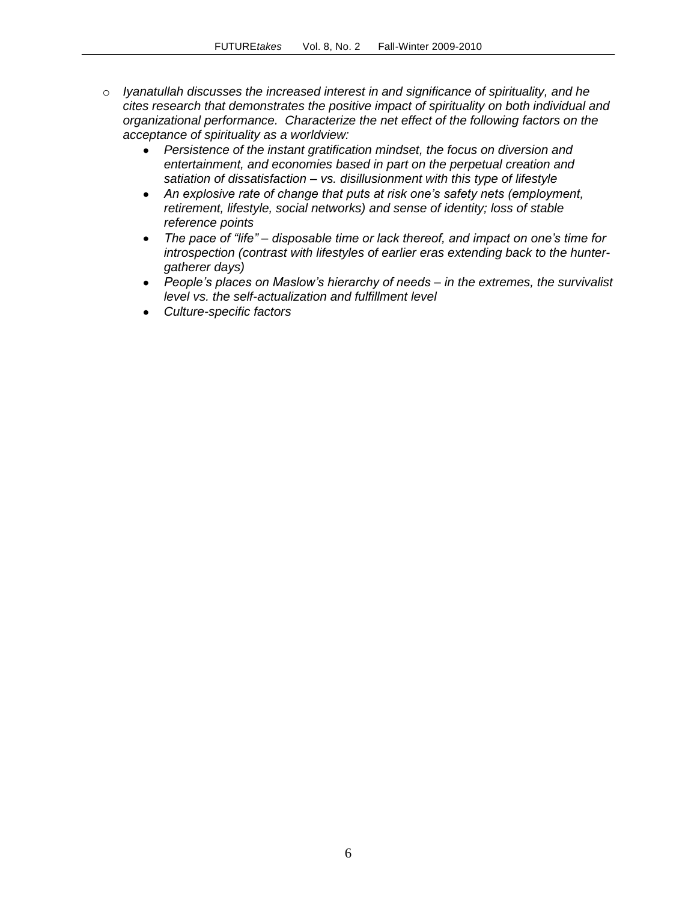- *Iyanatullah discusses the increased interest in and significance of spirituality, and he cites research that demonstrates the positive impact of spirituality on both individual and organizational performance. Characterize the net effect of the following factors on the acceptance of spirituality as a worldview:*
  - *Persistence of the instant gratification mindset, the focus on diversion and entertainment, and economies based in part on the perpetual creation and satiation of dissatisfaction – vs. disillusionment with this type of lifestyle*
  - *An explosive rate of change that puts at risk one's safety nets (employment, retirement, lifestyle, social networks) and sense of identity; loss of stable reference points*
  - *The pace of "life" – disposable time or lack thereof, and impact on one's time for introspection (contrast with lifestyles of earlier eras extending back to the hunter-gatherer days)*
  - *People's places on Maslow's hierarchy of needs – in the extremes, the survivalist level vs. the self-actualization and fulfillment level*
  - *Culture-specific factors*